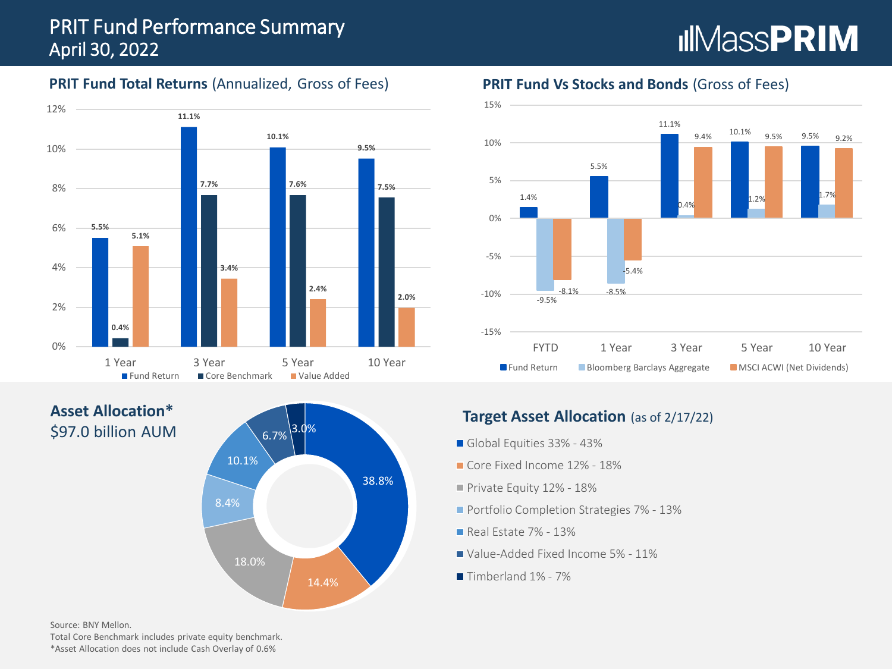# PRIT Fund Performance Summary
## April 30, 2022

MassPRIM

### PRIT Fund Total Returns (Annualized, Gross of Fees)

| | 1 Year | 3 Year | 5 Year | 10 Year |
|---|---|---|---|---|
| Fund Return | 5.5% | 11.1% | 10.1% | 9.5% |
| Core Benchmark | 0.4% | 7.7% | 7.6% | 7.5% |
| Value Added | 5.1% | 3.4% | 2.4% | 2.0% |

### PRIT Fund Vs Stocks and Bonds (Gross of Fees)

| | FYTD | 1 Year | 3 Year | 5 Year | 10 Year |
|---|---|---|---|---|---|
| Fund Return | 1.4% | 5.5% | 11.1% | 10.1% | 9.5% |
| Bloomberg Barclays Aggregate | -9.5% | -8.5% | 0.4% | 1.2% | 1.7% |
| MSCI ACWI (Net Dividends) | -8.1% | -5.4% | 9.4% | 9.5% | 9.2% |

### Asset Allocation*
$97.0 billion AUM

| Asset Class | Allocation |
|---|---|
| Global Equities | 38.8% |
| Core Fixed Income | 14.4% |
| Private Equity | 18.0% |
| Portfolio Completion Strategies | 8.4% |
| Real Estate | 10.1% |
| Value-Added Fixed Income | 6.7% |
| Timberland | 3.0% |

### Target Asset Allocation (as of 2/17/22)

- Global Equities 33% - 43%
- Core Fixed Income 12% - 18%
- Private Equity 12% - 18%
- Portfolio Completion Strategies 7% - 13%
- Real Estate 7% - 13%
- Value-Added Fixed Income 5% - 11%
- Timberland 1% - 7%

Source: BNY Mellon.
Total Core Benchmark includes private equity benchmark.
*Asset Allocation does not include Cash Overlay of 0.6%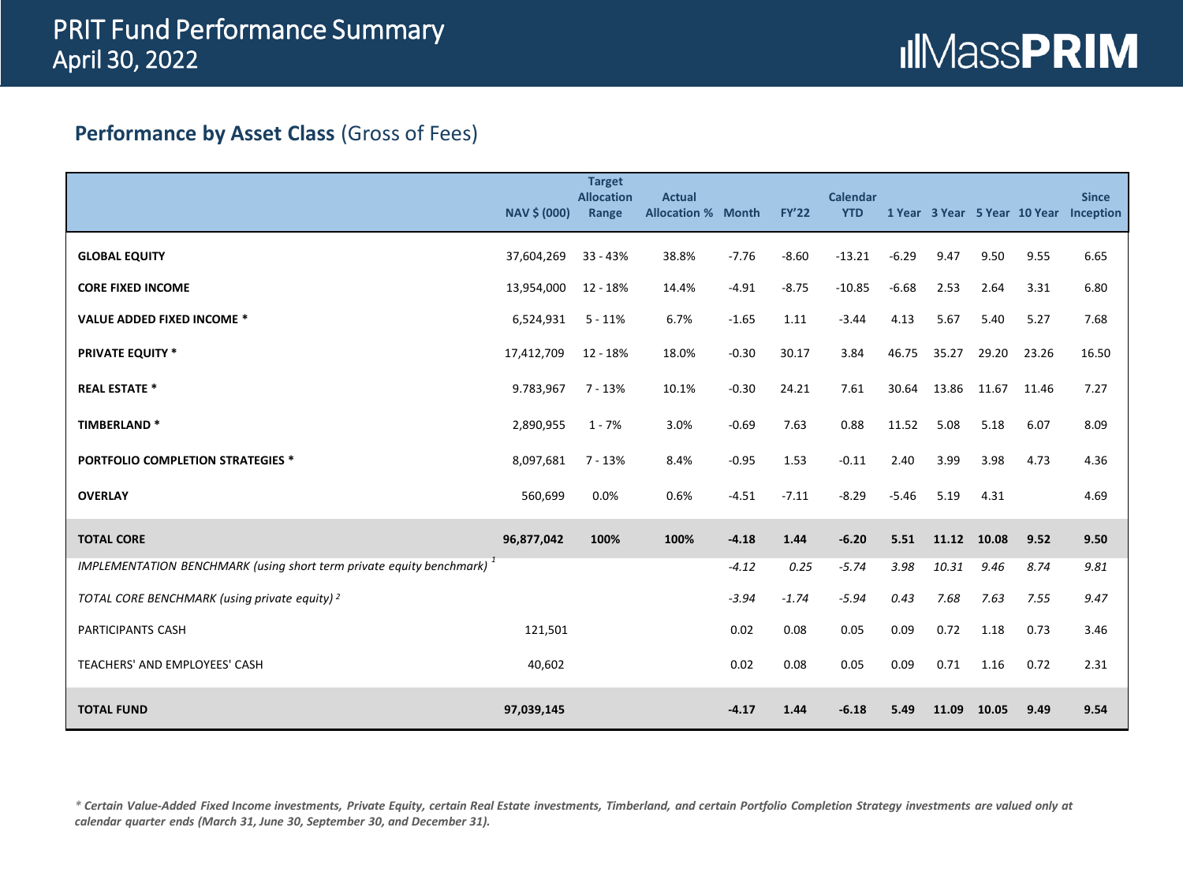# PRIT Fund Performance Summary
## April 30, 2022

MassPRIM

### **Performance by Asset Class** (Gross of Fees)

| | NAV $ (000) | Target Allocation Range | Actual Allocation % | Month | FY'22 | Calendar YTD | 1 Year | 3 Year | 5 Year | 10 Year | Since Inception |
|---|---|---|---|---|---|---|---|---|---|---|---|
| **GLOBAL EQUITY** | 37,604,269 | 33 - 43% | 38.8% | -7.76 | -8.60 | -13.21 | -6.29 | 9.47 | 9.50 | 9.55 | 6.65 |
| **CORE FIXED INCOME** | 13,954,000 | 12 - 18% | 14.4% | -4.91 | -8.75 | -10.85 | -6.68 | 2.53 | 2.64 | 3.31 | 6.80 |
| **VALUE ADDED FIXED INCOME *** | 6,524,931 | 5 - 11% | 6.7% | -1.65 | 1.11 | -3.44 | 4.13 | 5.67 | 5.40 | 5.27 | 7.68 |
| **PRIVATE EQUITY *** | 17,412,709 | 12 - 18% | 18.0% | -0.30 | 30.17 | 3.84 | 46.75 | 35.27 | 29.20 | 23.26 | 16.50 |
| **REAL ESTATE *** | 9.783,967 | 7 - 13% | 10.1% | -0.30 | 24.21 | 7.61 | 30.64 | 13.86 | 11.67 | 11.46 | 7.27 |
| **TIMBERLAND *** | 2,890,955 | 1 - 7% | 3.0% | -0.69 | 7.63 | 0.88 | 11.52 | 5.08 | 5.18 | 6.07 | 8.09 |
| **PORTFOLIO COMPLETION STRATEGIES *** | 8,097,681 | 7 - 13% | 8.4% | -0.95 | 1.53 | -0.11 | 2.40 | 3.99 | 3.98 | 4.73 | 4.36 |
| **OVERLAY** | 560,699 | 0.0% | 0.6% | -4.51 | -7.11 | -8.29 | -5.46 | 5.19 | 4.31 | | 4.69 |
| **TOTAL CORE** | **96,877,042** | **100%** | **100%** | **-4.18** | **1.44** | **-6.20** | **5.51** | **11.12** | **10.08** | **9.52** | **9.50** |
| *IMPLEMENTATION BENCHMARK (using short term private equity benchmark)* [1] | | | | *-4.12* | *0.25* | *-5.74* | *3.98* | *10.31* | *9.46* | *8.74* | *9.81* |
| *TOTAL CORE BENCHMARK (using private equity)* [2] | | | | *-3.94* | *-1.74* | *-5.94* | *0.43* | *7.68* | *7.63* | *7.55* | *9.47* |
| PARTICIPANTS CASH | 121,501 | | | 0.02 | 0.08 | 0.05 | 0.09 | 0.72 | 1.18 | 0.73 | 3.46 |
| TEACHERS' AND EMPLOYEES' CASH | 40,602 | | | 0.02 | 0.08 | 0.05 | 0.09 | 0.71 | 1.16 | 0.72 | 2.31 |
| **TOTAL FUND** | **97,039,145** | | | **-4.17** | **1.44** | **-6.18** | **5.49** | **11.09** | **10.05** | **9.49** | **9.54** |

*\* Certain Value-Added Fixed Income investments, Private Equity, certain Real Estate investments, Timberland, and certain Portfolio Completion Strategy investments are valued only at calendar quarter ends (March 31, June 30, September 30, and December 31).*